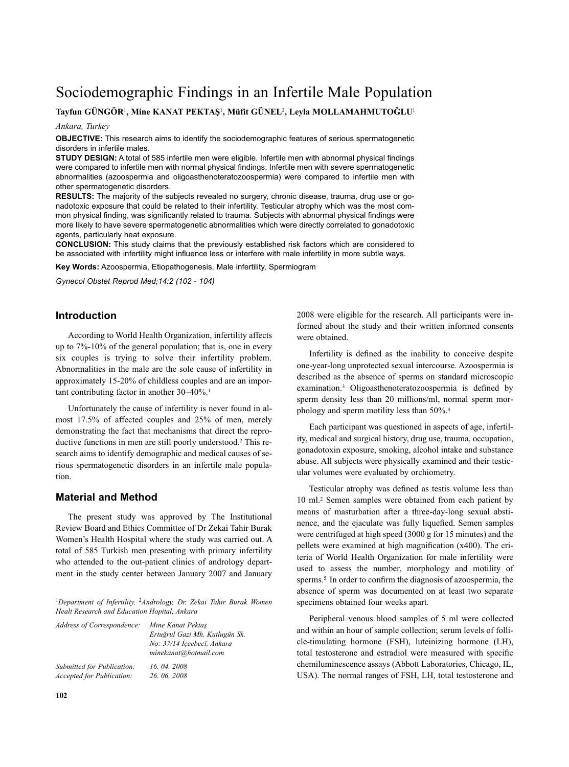# Sociodemographic Findings in an Infertile Male Population

**Tayfun GÜNGÖR**[1], **Mine KANAT PEKTAŞ**[1], **Müfit GÜNEL**[2], **Leyla MOLLAMAHMUTOĞLU**[1]

*Ankara, Turkey*

**OBJECTIVE:** This research aims to identify the sociodemographic features of serious spermatogenetic disorders in infertile males.

**STUDY DESIGN:** A total of 585 infertile men were eligible. Infertile men with abnormal physical findings were compared to infertile men with normal physical findings. Infertile men with severe spermatogenetic abnormalities (azoospermia and oligoasthenoteratozoospermia) were compared to infertile men with other spermatogenetic disorders.

**RESULTS:** The majority of the subjects revealed no surgery, chronic disease, trauma, drug use or gonadotoxic exposure that could be related to their infertility. Testicular atrophy which was the most common physical finding, was significantly related to trauma. Subjects with abnormal physical findings were more likely to have severe spermatogenetic abnormalities which were directly correlated to gonadotoxic agents, particularly heat exposure.

**CONCLUSION:** This study claims that the previously established risk factors which are considered to be associated with infertility might influence less or interfere with male infertility in more subtle ways.

**Key Words:** Azoospermia, Etiopathogenesis, Male infertility, Spermiogram

## Introduction

According to World Health Organization, infertility affects up to 7%-10% of the general population; that is, one in every six couples is trying to solve their infertility problem. Abnormalities in the male are the sole cause of infertility in approximately 15-20% of childless couples and are an important contributing factor in another 30–40%.[1]

Unfortunately the cause of infertility is never found in almost 17.5% of affected couples and 25% of men, merely demonstrating the fact that mechanisms that direct the reproductive functions in men are still poorly understood.[2] This research aims to identify demographic and medical causes of serious spermatogenetic disorders in an infertile male population.

## Material and Method

The present study was approved by The Institutional Review Board and Ethics Committee of Dr Zekai Tahir Burak Women's Health Hospital where the study was carried out. A total of 585 Turkish men presenting with primary infertility who attended to the out-patient clinics of andrology department in the study center between January 2007 and January 2008 were eligible for the research. All participants were informed about the study and their written informed consents were obtained.

Infertility is defined as the inability to conceive despite one-year-long unprotected sexual intercourse. Azoospermia is described as the absence of sperms on standard microscopic examination.[3] Oligoasthenoteratozoospermia is defined by sperm density less than 20 millions/ml, normal sperm morphology and sperm motility less than 50%.[4]

Each participant was questioned in aspects of age, infertility, medical and surgical history, drug use, trauma, occupation, gonadotoxin exposure, smoking, alcohol intake and substance abuse. All subjects were physically examined and their testicular volumes were evaluated by orchiometry.

Testicular atrophy was defined as testis volume less than 10 ml.[2] Semen samples were obtained from each patient by means of masturbation after a three-day-long sexual abstinence, and the ejaculate was fully liquefied. Semen samples were centrifuged at high speed (3000 g for 15 minutes) and the pellets were examined at high magnification (x400). The criteria of World Health Organization for male infertility were used to assess the number, morphology and motility of sperms.[5] In order to confirm the diagnosis of azoospermia, the absence of sperm was documented on at least two separate specimens obtained four weeks apart.

Peripheral venous blood samples of 5 ml were collected and within an hour of sample collection; serum levels of follicle-timulating hormone (FSH), luteinizing hormone (LH), total testosterone and estradiol were measured with specific chemiluminescence assays (Abbott Laboratories, Chicago, IL, USA). The normal ranges of FSH, LH, total testosterone and

[1]Department of Infertility, [2]Andrology, Dr. Zekai Tahir Burak Women Healt Research and Education Hopital, Ankara

*Address of Correspondence:* *Mine Kanat Pektaş, Ertuğrul Gazi Mh. Kutlugün Sk. No: 37/14 İççebeci, Ankara, minekanat@hotmail.com*

*Submitted for Publication:* *16. 04. 2008*
*Accepted for Publication:* *26. 06. 2008*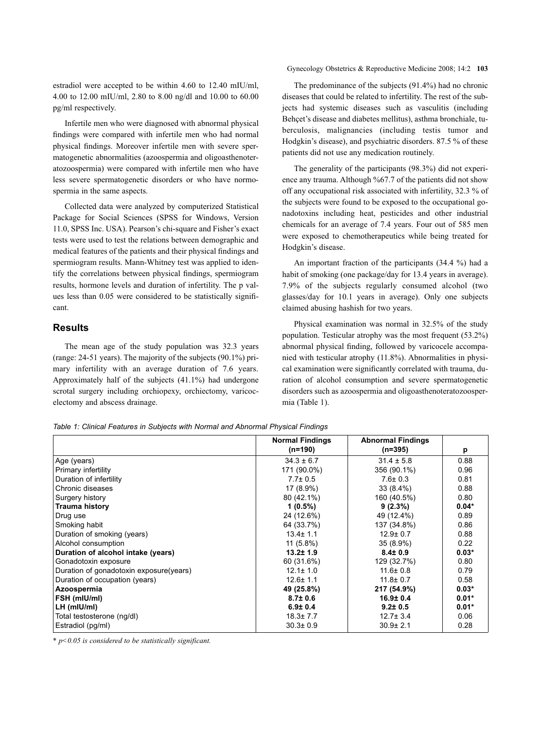estradiol were accepted to be within 4.60 to 12.40 mIU/ml, 4.00 to 12.00 mIU/ml, 2.80 to 8.00 ng/dl and 10.00 to 60.00 pg/ml respectively.

Infertile men who were diagnosed with abnormal physical findings were compared with infertile men who had normal physical findings. Moreover infertile men with severe spermatogenetic abnormalities (azoospermia and oligoasthenoteratozoospermia) were compared with infertile men who have less severe spermatogenetic disorders or who have normospermia in the same aspects.

Collected data were analyzed by computerized Statistical Package for Social Sciences (SPSS for Windows, Version 11.0, SPSS Inc. USA). Pearson's chi-square and Fisher's exact tests were used to test the relations between demographic and medical features of the patients and their physical findings and spermiogram results. Mann-Whitney test was applied to identify the correlations between physical findings, spermiogram results, hormone levels and duration of infertility. The p values less than 0.05 were considered to be statistically significant.

## Results

The mean age of the study population was 32.3 years (range: 24-51 years). The majority of the subjects (90.1%) primary infertility with an average duration of 7.6 years. Approximately half of the subjects (41.1%) had undergone scrotal surgery including orchiopexy, orchiectomy, varicocelectomy and abscess drainage.

The predominance of the subjects (91.4%) had no chronic diseases that could be related to infertility. The rest of the subjects had systemic diseases such as vasculitis (including Behçet's disease and diabetes mellitus), asthma bronchiale, tuberculosis, malignancies (including testis tumor and Hodgkin's disease), and psychiatric disorders. 87.5 % of these patients did not use any medication routinely.

The generality of the participants (98.3%) did not experience any trauma. Although %67.7 of the patients did not show off any occupational risk associated with infertility, 32.3 % of the subjects were found to be exposed to the occupational gonadotoxins including heat, pesticides and other industrial chemicals for an average of 7.4 years. Four out of 585 men were exposed to chemotherapeutics while being treated for Hodgkin's disease.

An important fraction of the participants (34.4 %) had a habit of smoking (one package/day for 13.4 years in average). 7.9% of the subjects regularly consumed alcohol (two glasses/day for 10.1 years in average). Only one subjects claimed abusing hashish for two years.

Physical examination was normal in 32.5% of the study population. Testicular atrophy was the most frequent (53.2%) abnormal physical finding, followed by varicocele accompanied with testicular atrophy (11.8%). Abnormalities in physical examination were significantly correlated with trauma, duration of alcohol consumption and severe spermatogenetic disorders such as azoospermia and oligoasthenoteratozoospermia (Table 1).

*Table 1: Clinical Features in Subjects with Normal and Abnormal Physical Findings*

| | Normal Findings (n=190) | Abnormal Findings (n=395) | p |
|---|---|---|---|
| Age (years) | 34.3 ± 6.7 | 31.4 ± 5.8 | 0.88 |
| Primary infertility | 171 (90.0%) | 356 (90.1%) | 0.96 |
| Duration of infertility | 7.7± 0.5 | 7.6± 0.3 | 0.81 |
| Chronic diseases | 17 (8.9%) | 33 (8.4%) | 0.88 |
| Surgery history | 80 (42.1%) | 160 (40.5%) | 0.80 |
| **Trauma history** | **1 (0.5%)** | **9 (2.3%)** | **0.04*** |
| Drug use | 24 (12.6%) | 49 (12.4%) | 0.89 |
| Smoking habit | 64 (33.7%) | 137 (34.8%) | 0.86 |
| Duration of smoking (years) | 13.4± 1.1 | 12.9± 0.7 | 0.88 |
| Alcohol consumption | 11 (5.8%) | 35 (8.9%) | 0.22 |
| **Duration of alcohol intake (years)** | **13.2± 1.9** | **8.4± 0.9** | **0.03*** |
| Gonadotoxin exposure | 60 (31.6%) | 129 (32.7%) | 0.80 |
| Duration of gonadotoxin exposure(years) | 12.1± 1.0 | 11.6± 0.8 | 0.79 |
| Duration of occupation (years) | 12.6± 1.1 | 11.8± 0.7 | 0.58 |
| **Azoospermia** | **49 (25.8%)** | **217 (54.9%)** | **0.03*** |
| **FSH (mIU/ml)** | **8.7± 0.6** | **16.9± 0.4** | **0.01*** |
| **LH (mIU/ml)** | **6.9± 0.4** | **9.2± 0.5** | **0.01*** |
| Total testosterone (ng/dl) | 18.3± 7.7 | 12.7± 3.4 | 0.06 |
| Estradiol (pg/ml) | 30.3± 0.9 | 30.9± 2.1 | 0.28 |

* *$p<0.05$ is considered to be statistically significant.*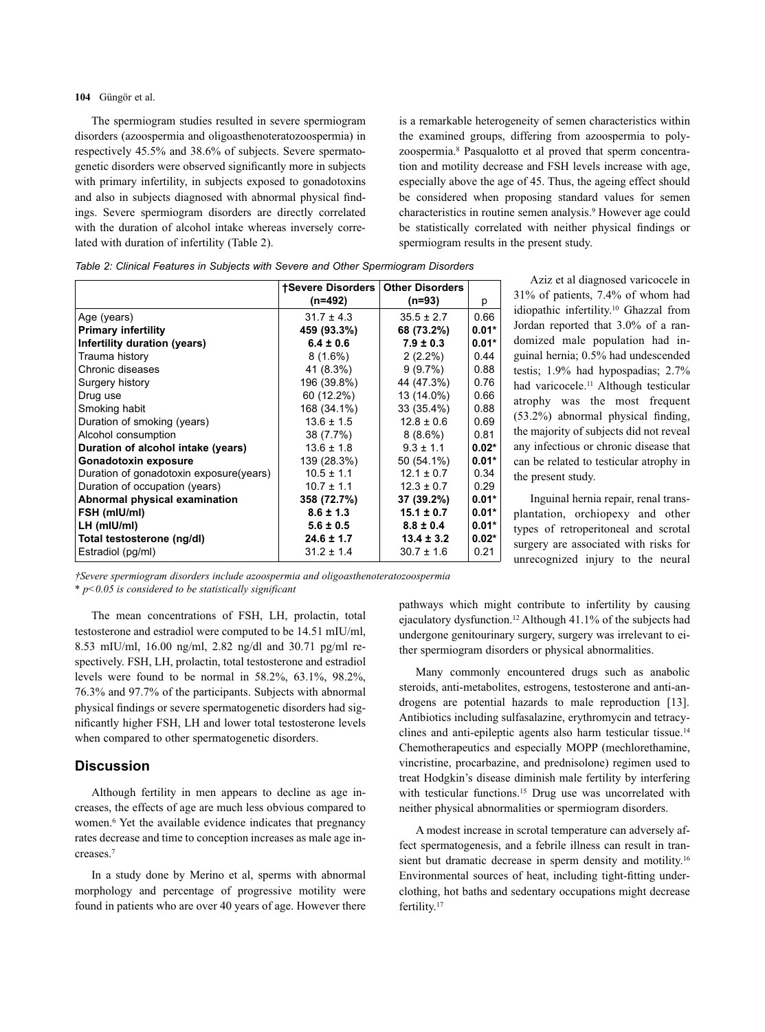The spermiogram studies resulted in severe spermiogram disorders (azoospermia and oligoasthenoteratozoospermia) in respectively 45.5% and 38.6% of subjects. Severe spermatogenetic disorders were observed significantly more in subjects with primary infertility, in subjects exposed to gonadotoxins and also in subjects diagnosed with abnormal physical findings. Severe spermiogram disorders are directly correlated with the duration of alcohol intake whereas inversely correlated with duration of infertility (Table 2).

*Table 2: Clinical Features in Subjects with Severe and Other Spermiogram Disorders*

| | †Severe Disorders (n=492) | Other Disorders (n=93) | p |
|---|---|---|---|
| Age (years) | 31.7 ± 4.3 | 35.5 ± 2.7 | 0.66 |
| **Primary infertility** | **459 (93.3%)** | **68 (73.2%)** | **0.01*** |
| **Infertility duration (years)** | **6.4 ± 0.6** | **7.9 ± 0.3** | **0.01*** |
| Trauma history | 8 (1.6%) | 2 (2.2%) | 0.44 |
| Chronic diseases | 41 (8.3%) | 9 (9.7%) | 0.88 |
| Surgery history | 196 (39.8%) | 44 (47.3%) | 0.76 |
| Drug use | 60 (12.2%) | 13 (14.0%) | 0.66 |
| Smoking habit | 168 (34.1%) | 33 (35.4%) | 0.88 |
| Duration of smoking (years) | 13.6 ± 1.5 | 12.8 ± 0.6 | 0.69 |
| Alcohol consumption | 38 (7.7%) | 8 (8.6%) | 0.81 |
| **Duration of alcohol intake (years)** | **13.6 ± 1.8** | **9.3 ± 1.1** | **0.02*** |
| **Gonadotoxin exposure** | **139 (28.3%)** | **50 (54.1%)** | **0.01*** |
| Duration of gonadotoxin exposure(years) | 10.5 ± 1.1 | 12.1 ± 0.7 | 0.34 |
| Duration of occupation (years) | 10.7 ± 1.1 | 12.3 ± 0.7 | 0.29 |
| **Abnormal physical examination** | **358 (72.7%)** | **37 (39.2%)** | **0.01*** |
| **FSH (mIU/ml)** | **8.6 ± 1.3** | **15.1 ± 0.7** | **0.01*** |
| **LH (mIU/ml)** | **5.6 ± 0.5** | **8.8 ± 0.4** | **0.01*** |
| **Total testosterone (ng/dl)** | **24.6 ± 1.7** | **13.4 ± 3.2** | **0.02*** |
| Estradiol (pg/ml) | 31.2 ± 1.4 | 30.7 ± 1.6 | 0.21 |

*†Severe spermiogram disorders include azoospermia and oligoasthenoteratozoospermia*
*\* $p<0.05$ is considered to be statistically significant*

The mean concentrations of FSH, LH, prolactin, total testosterone and estradiol were computed to be 14.51 mIU/ml, 8.53 mIU/ml, 16.00 ng/ml, 2.82 ng/dl and 30.71 pg/ml respectively. FSH, LH, prolactin, total testosterone and estradiol levels were found to be normal in 58.2%, 63.1%, 98.2%, 76.3% and 97.7% of the participants. Subjects with abnormal physical findings or severe spermatogenetic disorders had significantly higher FSH, LH and lower total testosterone levels when compared to other spermatogenetic disorders.

## Discussion

Although fertility in men appears to decline as age increases, the effects of age are much less obvious compared to women.[6] Yet the available evidence indicates that pregnancy rates decrease and time to conception increases as male age increases.[7]

In a study done by Merino et al, sperms with abnormal morphology and percentage of progressive motility were found in patients who are over 40 years of age. However there is a remarkable heterogeneity of semen characteristics within the examined groups, differing from azoospermia to polyzoospermia.[8] Pasqualotto et al proved that sperm concentration and motility decrease and FSH levels increase with age, especially above the age of 45. Thus, the ageing effect should be considered when proposing standard values for semen characteristics in routine semen analysis.[9] However age could be statistically correlated with neither physical findings or spermiogram results in the present study.

Aziz et al diagnosed varicocele in 31% of patients, 7.4% of whom had idiopathic infertility.[10] Ghazzal from Jordan reported that 3.0% of a randomized male population had inguinal hernia; 0.5% had undescended testis; 1.9% had hypospadias; 2.7% had varicocele.[11] Although testicular atrophy was the most frequent (53.2%) abnormal physical finding, the majority of subjects did not reveal any infectious or chronic disease that can be related to testicular atrophy in the present study.

Inguinal hernia repair, renal transplantation, orchiopexy and other types of retroperitoneal and scrotal surgery are associated with risks for unrecognized injury to the neural pathways which might contribute to infertility by causing ejaculatory dysfunction.[12] Although 41.1% of the subjects had undergone genitourinary surgery, surgery was irrelevant to either spermiogram disorders or physical abnormalities.

Many commonly encountered drugs such as anabolic steroids, anti-metabolites, estrogens, testosterone and anti-androgens are potential hazards to male reproduction [13]. Antibiotics including sulfasalazine, erythromycin and tetracyclines and anti-epileptic agents also harm testicular tissue.[14] Chemotherapeutics and especially MOPP (mechlorethamine, vincristine, procarbazine, and prednisolone) regimen used to treat Hodgkin's disease diminish male fertility by interfering with testicular functions.[15] Drug use was uncorrelated with neither physical abnormalities or spermiogram disorders.

A modest increase in scrotal temperature can adversely affect spermatogenesis, and a febrile illness can result in transient but dramatic decrease in sperm density and motility.[16] Environmental sources of heat, including tight-fitting underclothing, hot baths and sedentary occupations might decrease fertility.[17]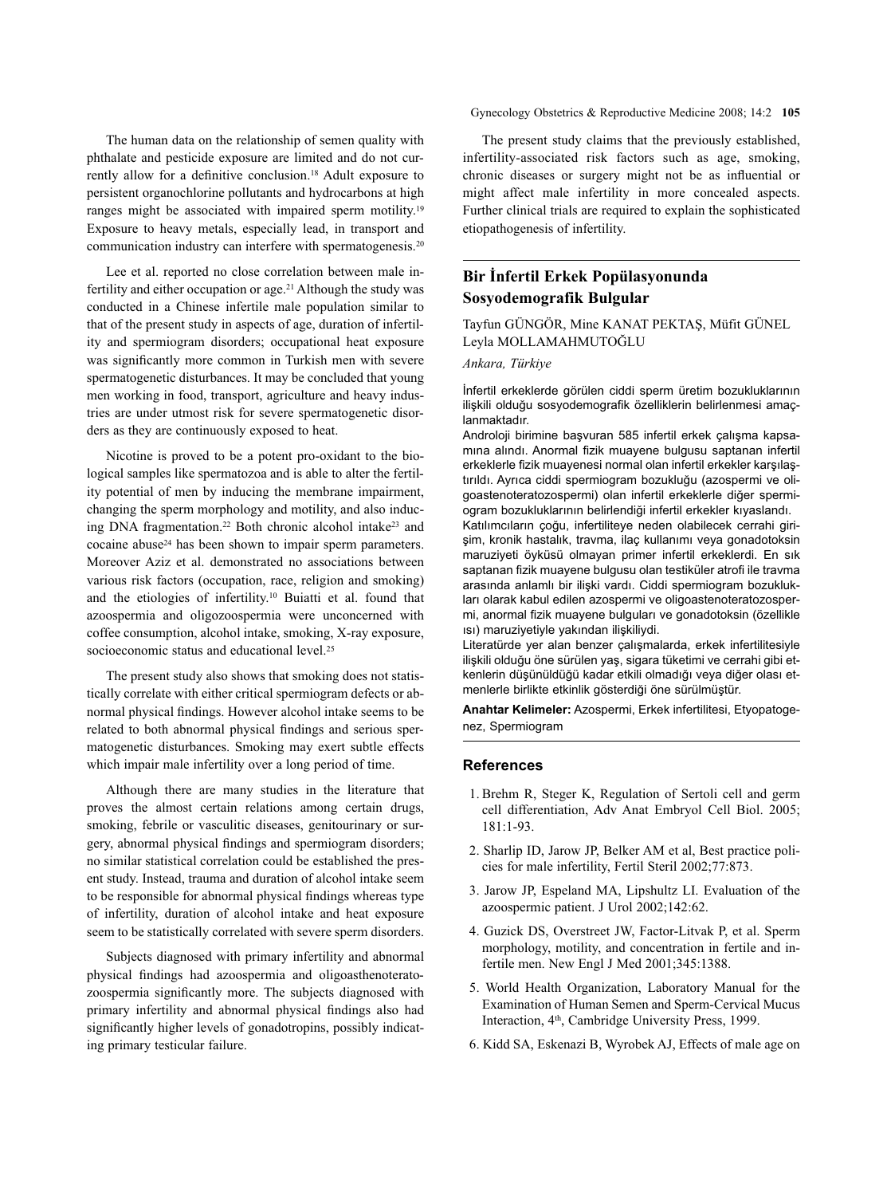The human data on the relationship of semen quality with phthalate and pesticide exposure are limited and do not currently allow for a definitive conclusion.[18] Adult exposure to persistent organochlorine pollutants and hydrocarbons at high ranges might be associated with impaired sperm motility.[19] Exposure to heavy metals, especially lead, in transport and communication industry can interfere with spermatogenesis.[20]

Lee et al. reported no close correlation between male infertility and either occupation or age.[21] Although the study was conducted in a Chinese infertile male population similar to that of the present study in aspects of age, duration of infertility and spermiogram disorders; occupational heat exposure was significantly more common in Turkish men with severe spermatogenetic disturbances. It may be concluded that young men working in food, transport, agriculture and heavy industries are under utmost risk for severe spermatogenetic disorders as they are continuously exposed to heat.

Nicotine is proved to be a potent pro-oxidant to the biological samples like spermatozoa and is able to alter the fertility potential of men by inducing the membrane impairment, changing the sperm morphology and motility, and also inducing DNA fragmentation.[22] Both chronic alcohol intake[23] and cocaine abuse[24] has been shown to impair sperm parameters. Moreover Aziz et al. demonstrated no associations between various risk factors (occupation, race, religion and smoking) and the etiologies of infertility.[10] Buiatti et al. found that azoospermia and oligozoospermia were unconcerned with coffee consumption, alcohol intake, smoking, X-ray exposure, socioeconomic status and educational level.[25]

The present study also shows that smoking does not statistically correlate with either critical spermiogram defects or abnormal physical findings. However alcohol intake seems to be related to both abnormal physical findings and serious spermatogenetic disturbances. Smoking may exert subtle effects which impair male infertility over a long period of time.

Although there are many studies in the literature that proves the almost certain relations among certain drugs, smoking, febrile or vasculitic diseases, genitourinary or surgery, abnormal physical findings and spermiogram disorders; no similar statistical correlation could be established the present study. Instead, trauma and duration of alcohol intake seem to be responsible for abnormal physical findings whereas type of infertility, duration of alcohol intake and heat exposure seem to be statistically correlated with severe sperm disorders.

Subjects diagnosed with primary infertility and abnormal physical findings had azoospermia and oligoasthenoteratozoospermia significantly more. The subjects diagnosed with primary infertility and abnormal physical findings also had significantly higher levels of gonadotropins, possibly indicating primary testicular failure.

The present study claims that the previously established, infertility-associated risk factors such as age, smoking, chronic diseases or surgery might not be as influential or might affect male infertility in more concealed aspects. Further clinical trials are required to explain the sophisticated etiopathogenesis of infertility.

## Bir İnfertil Erkek Popülasyonunda Sosyodemografik Bulgular

Tayfun GÜNGÖR, Mine KANAT PEKTAŞ, Müfit GÜNEL Leyla MOLLAMAHMUTOĞLU

*Ankara, Türkiye*

İnfertil erkeklerde görülen ciddi sperm üretim bozukluklarının ilişkili olduğu sosyodemografik özelliklerin belirlenmesi amaçlanmaktadır.

Androloji birimine başvuran 585 infertil erkek çalışma kapsamına alındı. Anormal fizik muayene bulgusu saptanan infertil erkeklerle fizik muayenesi normal olan infertil erkekler karşılaştırıldı. Ayrıca ciddi spermiogram bozukluğu (azospermi ve oligoastenoteratozospermi) olan infertil erkeklerle diğer spermiogram bozukluklarının belirlendiği infertil erkekler kıyaslandı.

Katılımcıların çoğu, infertiliteye neden olabilecek cerrahi girişim, kronik hastalık, travma, ilaç kullanımı veya gonadotoksin maruziyeti öyküsü olmayan primer infertil erkeklerdi. En sık saptanan fizik muayene bulgusu olan testiküler atrofi ile travma arasında anlamlı bir ilişki vardı. Ciddi spermiogram bozuklukları olarak kabul edilen azospermi ve oligoastenoteratozospermi, anormal fizik muayene bulguları ve gonadotoksin (özellikle ısı) maruziyetiyle yakından ilişkiliydi.

Literatürde yer alan benzer çalışmalarda, erkek infertilitesiyle ilişkili olduğu öne sürülen yaş, sigara tüketimi ve cerrahi gibi etkenlerin düşünüldüğü kadar etkili olmadığı veya diğer olası etmenlerle birlikte etkinlik gösterdiği öne sürülmüştür.

**Anahtar Kelimeler:** Azospermi, Erkek infertilitesi, Etyopatogenez, Spermiogram

## References

1. Brehm R, Steger K, Regulation of Sertoli cell and germ cell differentiation, Adv Anat Embryol Cell Biol. 2005; 181:1-93.
2. Sharlip ID, Jarow JP, Belker AM et al, Best practice policies for male infertility, Fertil Steril 2002;77:873.
3. Jarow JP, Espeland MA, Lipshultz LI. Evaluation of the azoospermic patient. J Urol 2002;142:62.
4. Guzick DS, Overstreet JW, Factor-Litvak P, et al. Sperm morphology, motility, and concentration in fertile and infertile men. New Engl J Med 2001;345:1388.
5. World Health Organization, Laboratory Manual for the Examination of Human Semen and Sperm-Cervical Mucus Interaction, 4th, Cambridge University Press, 1999.
6. Kidd SA, Eskenazi B, Wyrobek AJ, Effects of male age on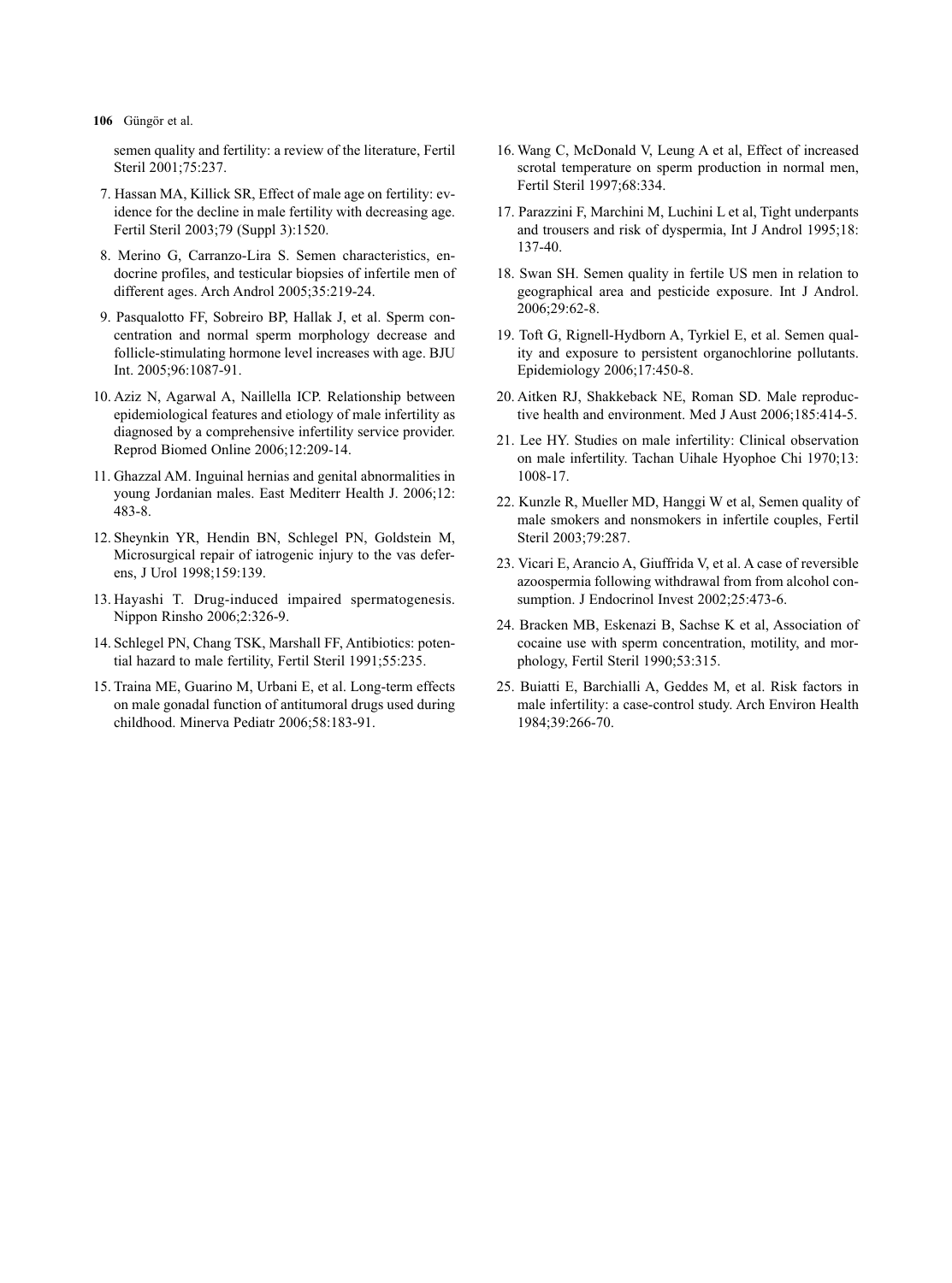semen quality and fertility: a review of the literature, Fertil Steril 2001;75:237.

7. Hassan MA, Killick SR, Effect of male age on fertility: evidence for the decline in male fertility with decreasing age. Fertil Steril 2003;79 (Suppl 3):1520.
8. Merino G, Carranzo-Lira S. Semen characteristics, endocrine profiles, and testicular biopsies of infertile men of different ages. Arch Androl 2005;35:219-24.
9. Pasqualotto FF, Sobreiro BP, Hallak J, et al. Sperm concentration and normal sperm morphology decrease and follicle-stimulating hormone level increases with age. BJU Int. 2005;96:1087-91.
10. Aziz N, Agarwal A, Naillella ICP. Relationship between epidemiological features and etiology of male infertility as diagnosed by a comprehensive infertility service provider. Reprod Biomed Online 2006;12:209-14.
11. Ghazzal AM. Inguinal hernias and genital abnormalities in young Jordanian males. East Mediterr Health J. 2006;12: 483-8.
12. Sheynkin YR, Hendin BN, Schlegel PN, Goldstein M, Microsurgical repair of iatrogenic injury to the vas deferens, J Urol 1998;159:139.
13. Hayashi T. Drug-induced impaired spermatogenesis. Nippon Rinsho 2006;2:326-9.
14. Schlegel PN, Chang TSK, Marshall FF, Antibiotics: potential hazard to male fertility, Fertil Steril 1991;55:235.
15. Traina ME, Guarino M, Urbani E, et al. Long-term effects on male gonadal function of antitumoral drugs used during childhood. Minerva Pediatr 2006;58:183-91.
16. Wang C, McDonald V, Leung A et al, Effect of increased scrotal temperature on sperm production in normal men, Fertil Steril 1997;68:334.
17. Parazzini F, Marchini M, Luchini L et al, Tight underpants and trousers and risk of dyspermia, Int J Androl 1995;18: 137-40.
18. Swan SH. Semen quality in fertile US men in relation to geographical area and pesticide exposure. Int J Androl. 2006;29:62-8.
19. Toft G, Rignell-Hydborn A, Tyrkiel E, et al. Semen quality and exposure to persistent organochlorine pollutants. Epidemiology 2006;17:450-8.
20. Aitken RJ, Shakkeback NE, Roman SD. Male reproductive health and environment. Med J Aust 2006;185:414-5.
21. Lee HY. Studies on male infertility: Clinical observation on male infertility. Tachan Uihale Hyophoe Chi 1970;13: 1008-17.
22. Kunzle R, Mueller MD, Hanggi W et al, Semen quality of male smokers and nonsmokers in infertile couples, Fertil Steril 2003;79:287.
23. Vicari E, Arancio A, Giuffrida V, et al. A case of reversible azoospermia following withdrawal from from alcohol consumption. J Endocrinol Invest 2002;25:473-6.
24. Bracken MB, Eskenazi B, Sachse K et al, Association of cocaine use with sperm concentration, motility, and morphology, Fertil Steril 1990;53:315.
25. Buiatti E, Barchialli A, Geddes M, et al. Risk factors in male infertility: a case-control study. Arch Environ Health 1984;39:266-70.